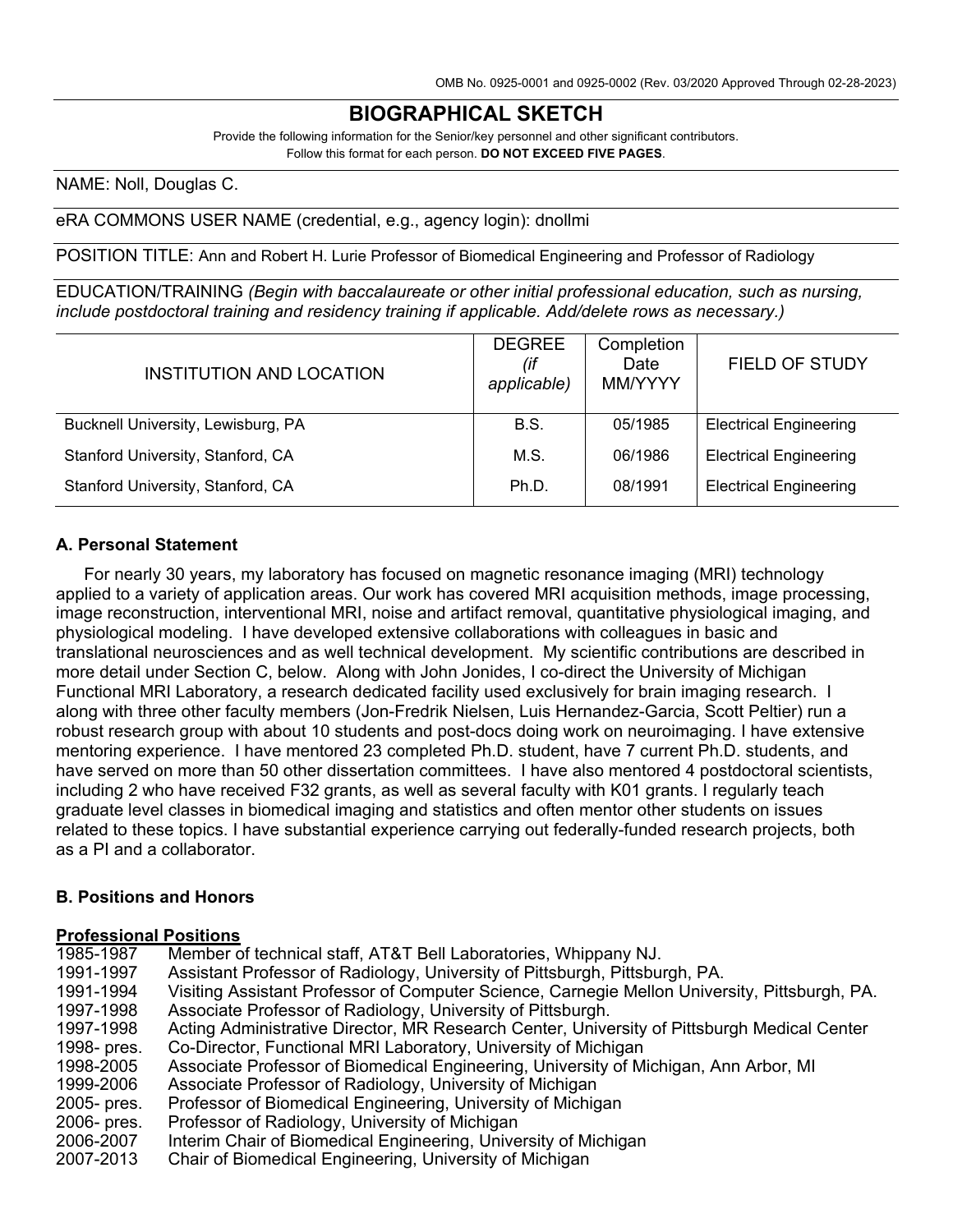OMB No. 0925-0001 and 0925-0002 (Rev. 03/2020 Approved Through 02-28-2023)

# BIOGRAPHICAL SKETCH

Provide the following information for the Senior/key personnel and other significant contributors.
Follow this format for each person. **DO NOT EXCEED FIVE PAGES**.

NAME: Noll, Douglas C.

eRA COMMONS USER NAME (credential, e.g., agency login): dnollmi

POSITION TITLE: Ann and Robert H. Lurie Professor of Biomedical Engineering and Professor of Radiology

EDUCATION/TRAINING *(Begin with baccalaureate or other initial professional education, such as nursing, include postdoctoral training and residency training if applicable. Add/delete rows as necessary.)*

| INSTITUTION AND LOCATION | DEGREE *(if applicable)* | Completion Date MM/YYYY | FIELD OF STUDY |
|---|---|---|---|
| Bucknell University, Lewisburg, PA | B.S. | 05/1985 | Electrical Engineering |
| Stanford University, Stanford, CA | M.S. | 06/1986 | Electrical Engineering |
| Stanford University, Stanford, CA | Ph.D. | 08/1991 | Electrical Engineering |

## A. Personal Statement

For nearly 30 years, my laboratory has focused on magnetic resonance imaging (MRI) technology applied to a variety of application areas. Our work has covered MRI acquisition methods, image processing, image reconstruction, interventional MRI, noise and artifact removal, quantitative physiological imaging, and physiological modeling. I have developed extensive collaborations with colleagues in basic and translational neurosciences and as well technical development. My scientific contributions are described in more detail under Section C, below. Along with John Jonides, I co-direct the University of Michigan Functional MRI Laboratory, a research dedicated facility used exclusively for brain imaging research. I along with three other faculty members (Jon-Fredrik Nielsen, Luis Hernandez-Garcia, Scott Peltier) run a robust research group with about 10 students and post-docs doing work on neuroimaging. I have extensive mentoring experience. I have mentored 23 completed Ph.D. student, have 7 current Ph.D. students, and have served on more than 50 other dissertation committees. I have also mentored 4 postdoctoral scientists, including 2 who have received F32 grants, as well as several faculty with K01 grants. I regularly teach graduate level classes in biomedical imaging and statistics and often mentor other students on issues related to these topics. I have substantial experience carrying out federally-funded research projects, both as a PI and a collaborator.

## B. Positions and Honors

**Professional Positions**

1985-1987 Member of technical staff, AT&T Bell Laboratories, Whippany NJ.
1991-1997 Assistant Professor of Radiology, University of Pittsburgh, Pittsburgh, PA.
1991-1994 Visiting Assistant Professor of Computer Science, Carnegie Mellon University, Pittsburgh, PA.
1997-1998 Associate Professor of Radiology, University of Pittsburgh.
1997-1998 Acting Administrative Director, MR Research Center, University of Pittsburgh Medical Center
1998- pres. Co-Director, Functional MRI Laboratory, University of Michigan
1998-2005 Associate Professor of Biomedical Engineering, University of Michigan, Ann Arbor, MI
1999-2006 Associate Professor of Radiology, University of Michigan
2005- pres. Professor of Biomedical Engineering, University of Michigan
2006- pres. Professor of Radiology, University of Michigan
2006-2007 Interim Chair of Biomedical Engineering, University of Michigan
2007-2013 Chair of Biomedical Engineering, University of Michigan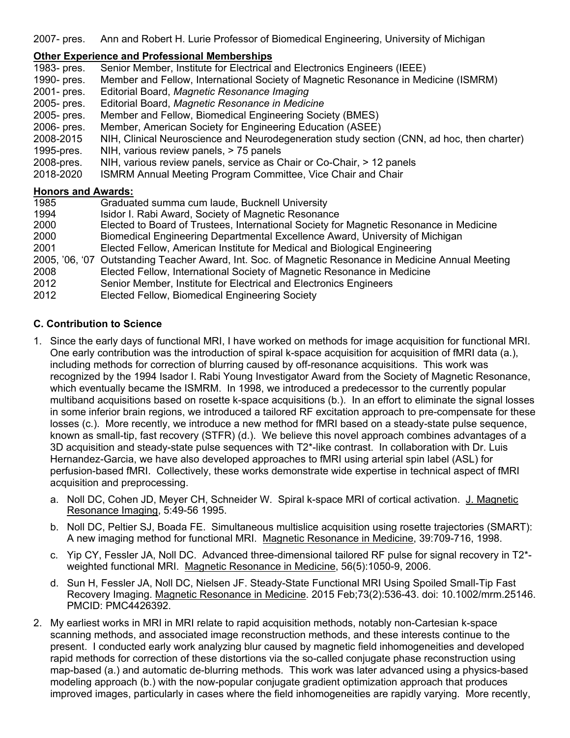2007- pres. Ann and Robert H. Lurie Professor of Biomedical Engineering, University of Michigan

**Other Experience and Professional Memberships**

1983- pres. Senior Member, Institute for Electrical and Electronics Engineers (IEEE)
1990- pres. Member and Fellow, International Society of Magnetic Resonance in Medicine (ISMRM)
2001- pres. Editorial Board, *Magnetic Resonance Imaging*
2005- pres. Editorial Board, *Magnetic Resonance in Medicine*
2005- pres. Member and Fellow, Biomedical Engineering Society (BMES)
2006- pres. Member, American Society for Engineering Education (ASEE)
2008-2015 NIH, Clinical Neuroscience and Neurodegeneration study section (CNN, ad hoc, then charter)
1995-pres. NIH, various review panels, > 75 panels
2008-pres. NIH, various review panels, service as Chair or Co-Chair, > 12 panels
2018-2020 ISMRM Annual Meeting Program Committee, Vice Chair and Chair

**Honors and Awards:**

1985 Graduated summa cum laude, Bucknell University
1994 Isidor I. Rabi Award, Society of Magnetic Resonance
2000 Elected to Board of Trustees, International Society for Magnetic Resonance in Medicine
2000 Biomedical Engineering Departmental Excellence Award, University of Michigan
2001 Elected Fellow, American Institute for Medical and Biological Engineering
2005, '06, '07 Outstanding Teacher Award, Int. Soc. of Magnetic Resonance in Medicine Annual Meeting
2008 Elected Fellow, International Society of Magnetic Resonance in Medicine
2012 Senior Member, Institute for Electrical and Electronics Engineers
2012 Elected Fellow, Biomedical Engineering Society

**C. Contribution to Science**

1. Since the early days of functional MRI, I have worked on methods for image acquisition for functional MRI. One early contribution was the introduction of spiral k-space acquisition for acquisition of fMRI data (a.), including methods for correction of blurring caused by off-resonance acquisitions. This work was recognized by the 1994 Isador I. Rabi Young Investigator Award from the Society of Magnetic Resonance, which eventually became the ISMRM. In 1998, we introduced a predecessor to the currently popular multiband acquisitions based on rosette k-space acquisitions (b.). In an effort to eliminate the signal losses in some inferior brain regions, we introduced a tailored RF excitation approach to pre-compensate for these losses (c.). More recently, we introduce a new method for fMRI based on a steady-state pulse sequence, known as small-tip, fast recovery (STFR) (d.). We believe this novel approach combines advantages of a 3D acquisition and steady-state pulse sequences with T2*-like contrast. In collaboration with Dr. Luis Hernandez-Garcia, we have also developed approaches to fMRI using arterial spin label (ASL) for perfusion-based fMRI. Collectively, these works demonstrate wide expertise in technical aspect of fMRI acquisition and preprocessing.
   a. Noll DC, Cohen JD, Meyer CH, Schneider W. Spiral k-space MRI of cortical activation. J. Magnetic Resonance Imaging, 5:49-56 1995.
   b. Noll DC, Peltier SJ, Boada FE. Simultaneous multislice acquisition using rosette trajectories (SMART): A new imaging method for functional MRI. Magnetic Resonance in Medicine, 39:709-716, 1998.
   c. Yip CY, Fessler JA, Noll DC. Advanced three-dimensional tailored RF pulse for signal recovery in T2*-weighted functional MRI. Magnetic Resonance in Medicine, 56(5):1050-9, 2006.
   d. Sun H, Fessler JA, Noll DC, Nielsen JF. Steady-State Functional MRI Using Spoiled Small-Tip Fast Recovery Imaging. Magnetic Resonance in Medicine. 2015 Feb;73(2):536-43. doi: 10.1002/mrm.25146. PMCID: PMC4426392.
2. My earliest works in MRI in MRI relate to rapid acquisition methods, notably non-Cartesian k-space scanning methods, and associated image reconstruction methods, and these interests continue to the present. I conducted early work analyzing blur caused by magnetic field inhomogeneities and developed rapid methods for correction of these distortions via the so-called conjugate phase reconstruction using map-based (a.) and automatic de-blurring methods. This work was later advanced using a physics-based modeling approach (b.) with the now-popular conjugate gradient optimization approach that produces improved images, particularly in cases where the field inhomogeneities are rapidly varying. More recently,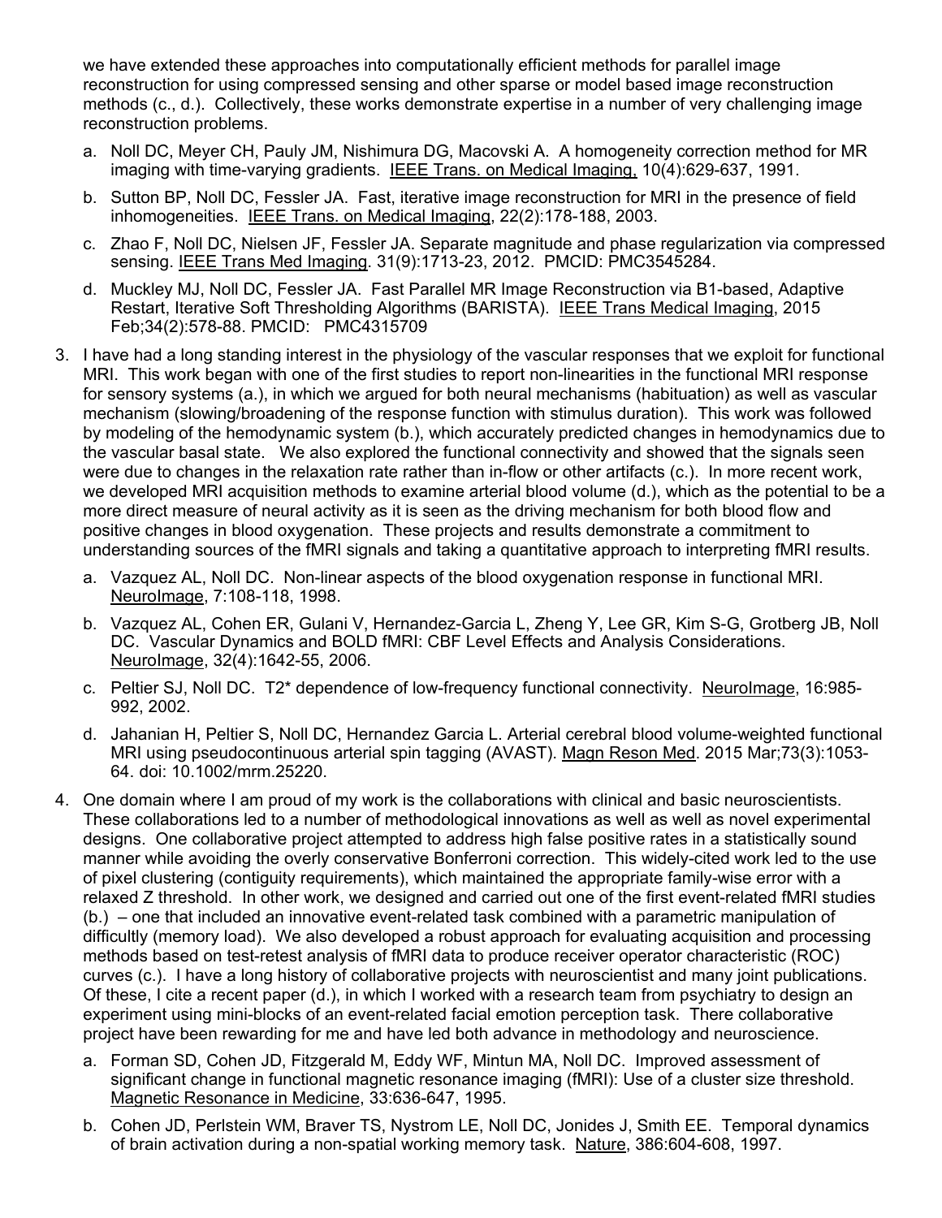we have extended these approaches into computationally efficient methods for parallel image reconstruction for using compressed sensing and other sparse or model based image reconstruction methods (c., d.). Collectively, these works demonstrate expertise in a number of very challenging image reconstruction problems.

a. Noll DC, Meyer CH, Pauly JM, Nishimura DG, Macovski A. A homogeneity correction method for MR imaging with time-varying gradients. IEEE Trans. on Medical Imaging, 10(4):629-637, 1991.

b. Sutton BP, Noll DC, Fessler JA. Fast, iterative image reconstruction for MRI in the presence of field inhomogeneities. IEEE Trans. on Medical Imaging, 22(2):178-188, 2003.

c. Zhao F, Noll DC, Nielsen JF, Fessler JA. Separate magnitude and phase regularization via compressed sensing. IEEE Trans Med Imaging. 31(9):1713-23, 2012. PMCID: PMC3545284.

d. Muckley MJ, Noll DC, Fessler JA. Fast Parallel MR Image Reconstruction via B1-based, Adaptive Restart, Iterative Soft Thresholding Algorithms (BARISTA). IEEE Trans Medical Imaging, 2015 Feb;34(2):578-88. PMCID: PMC4315709

3. I have had a long standing interest in the physiology of the vascular responses that we exploit for functional MRI. This work began with one of the first studies to report non-linearities in the functional MRI response for sensory systems (a.), in which we argued for both neural mechanisms (habituation) as well as vascular mechanism (slowing/broadening of the response function with stimulus duration). This work was followed by modeling of the hemodynamic system (b.), which accurately predicted changes in hemodynamics due to the vascular basal state. We also explored the functional connectivity and showed that the signals seen were due to changes in the relaxation rate rather than in-flow or other artifacts (c.). In more recent work, we developed MRI acquisition methods to examine arterial blood volume (d.), which as the potential to be a more direct measure of neural activity as it is seen as the driving mechanism for both blood flow and positive changes in blood oxygenation. These projects and results demonstrate a commitment to understanding sources of the fMRI signals and taking a quantitative approach to interpreting fMRI results.

   a. Vazquez AL, Noll DC. Non-linear aspects of the blood oxygenation response in functional MRI. NeuroImage, 7:108-118, 1998.

   b. Vazquez AL, Cohen ER, Gulani V, Hernandez-Garcia L, Zheng Y, Lee GR, Kim S-G, Grotberg JB, Noll DC. Vascular Dynamics and BOLD fMRI: CBF Level Effects and Analysis Considerations. NeuroImage, 32(4):1642-55, 2006.

   c. Peltier SJ, Noll DC. T2* dependence of low-frequency functional connectivity. NeuroImage, 16:985-992, 2002.

   d. Jahanian H, Peltier S, Noll DC, Hernandez Garcia L. Arterial cerebral blood volume-weighted functional MRI using pseudocontinuous arterial spin tagging (AVAST). Magn Reson Med. 2015 Mar;73(3):1053-64. doi: 10.1002/mrm.25220.

4. One domain where I am proud of my work is the collaborations with clinical and basic neuroscientists. These collaborations led to a number of methodological innovations as well as well as novel experimental designs. One collaborative project attempted to address high false positive rates in a statistically sound manner while avoiding the overly conservative Bonferroni correction. This widely-cited work led to the use of pixel clustering (contiguity requirements), which maintained the appropriate family-wise error with a relaxed Z threshold. In other work, we designed and carried out one of the first event-related fMRI studies (b.) – one that included an innovative event-related task combined with a parametric manipulation of difficultly (memory load). We also developed a robust approach for evaluating acquisition and processing methods based on test-retest analysis of fMRI data to produce receiver operator characteristic (ROC) curves (c.). I have a long history of collaborative projects with neuroscientist and many joint publications. Of these, I cite a recent paper (d.), in which I worked with a research team from psychiatry to design an experiment using mini-blocks of an event-related facial emotion perception task. There collaborative project have been rewarding for me and have led both advance in methodology and neuroscience.

   a. Forman SD, Cohen JD, Fitzgerald M, Eddy WF, Mintun MA, Noll DC. Improved assessment of significant change in functional magnetic resonance imaging (fMRI): Use of a cluster size threshold. Magnetic Resonance in Medicine, 33:636-647, 1995.

   b. Cohen JD, Perlstein WM, Braver TS, Nystrom LE, Noll DC, Jonides J, Smith EE. Temporal dynamics of brain activation during a non-spatial working memory task. Nature, 386:604-608, 1997.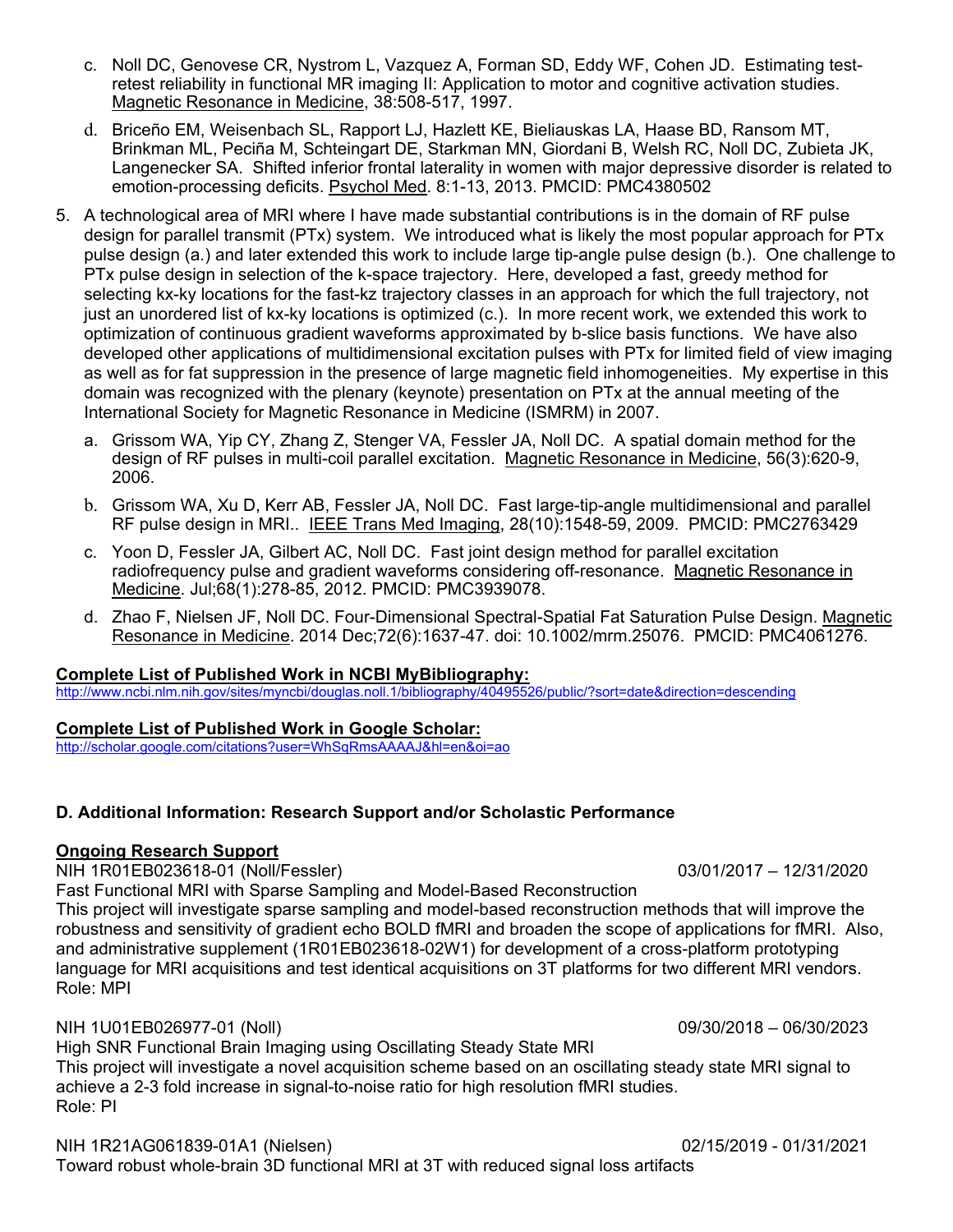c. Noll DC, Genovese CR, Nystrom L, Vazquez A, Forman SD, Eddy WF, Cohen JD. Estimating test-retest reliability in functional MR imaging II: Application to motor and cognitive activation studies. Magnetic Resonance in Medicine, 38:508-517, 1997.

   d. Briceño EM, Weisenbach SL, Rapport LJ, Hazlett KE, Bieliauskas LA, Haase BD, Ransom MT, Brinkman ML, Peciña M, Schteingart DE, Starkman MN, Giordani B, Welsh RC, Noll DC, Zubieta JK, Langenecker SA. Shifted inferior frontal laterality in women with major depressive disorder is related to emotion-processing deficits. Psychol Med. 8:1-13, 2013. PMCID: PMC4380502

5. A technological area of MRI where I have made substantial contributions is in the domain of RF pulse design for parallel transmit (PTx) system. We introduced what is likely the most popular approach for PTx pulse design (a.) and later extended this work to include large tip-angle pulse design (b.). One challenge to PTx pulse design in selection of the k-space trajectory. Here, developed a fast, greedy method for selecting kx-ky locations for the fast-kz trajectory classes in an approach for which the full trajectory, not just an unordered list of kx-ky locations is optimized (c.). In more recent work, we extended this work to optimization of continuous gradient waveforms approximated by b-slice basis functions. We have also developed other applications of multidimensional excitation pulses with PTx for limited field of view imaging as well as for fat suppression in the presence of large magnetic field inhomogeneities. My expertise in this domain was recognized with the plenary (keynote) presentation on PTx at the annual meeting of the International Society for Magnetic Resonance in Medicine (ISMRM) in 2007.

   a. Grissom WA, Yip CY, Zhang Z, Stenger VA, Fessler JA, Noll DC. A spatial domain method for the design of RF pulses in multi-coil parallel excitation. Magnetic Resonance in Medicine, 56(3):620-9, 2006.

   b. Grissom WA, Xu D, Kerr AB, Fessler JA, Noll DC. Fast large-tip-angle multidimensional and parallel RF pulse design in MRI.. IEEE Trans Med Imaging, 28(10):1548-59, 2009. PMCID: PMC2763429

   c. Yoon D, Fessler JA, Gilbert AC, Noll DC. Fast joint design method for parallel excitation radiofrequency pulse and gradient waveforms considering off-resonance. Magnetic Resonance in Medicine. Jul;68(1):278-85, 2012. PMCID: PMC3939078.

   d. Zhao F, Nielsen JF, Noll DC. Four-Dimensional Spectral-Spatial Fat Saturation Pulse Design. Magnetic Resonance in Medicine. 2014 Dec;72(6):1637-47. doi: 10.1002/mrm.25076. PMCID: PMC4061276.

**Complete List of Published Work in NCBI MyBibliography:**
http://www.ncbi.nlm.nih.gov/sites/myncbi/douglas.noll.1/bibliography/40495526/public/?sort=date&direction=descending

**Complete List of Published Work in Google Scholar:**
http://scholar.google.com/citations?user=WhSqRmsAAAAJ&hl=en&oi=ao

### D. Additional Information: Research Support and/or Scholastic Performance

**Ongoing Research Support**

NIH 1R01EB023618-01 (Noll/Fessler) 03/01/2017 – 12/31/2020
Fast Functional MRI with Sparse Sampling and Model-Based Reconstruction
This project will investigate sparse sampling and model-based reconstruction methods that will improve the robustness and sensitivity of gradient echo BOLD fMRI and broaden the scope of applications for fMRI. Also, and administrative supplement (1R01EB023618-02W1) for development of a cross-platform prototyping language for MRI acquisitions and test identical acquisitions on 3T platforms for two different MRI vendors.
Role: MPI

NIH 1U01EB026977-01 (Noll) 09/30/2018 – 06/30/2023
High SNR Functional Brain Imaging using Oscillating Steady State MRI
This project will investigate a novel acquisition scheme based on an oscillating steady state MRI signal to achieve a 2-3 fold increase in signal-to-noise ratio for high resolution fMRI studies.
Role: PI

NIH 1R21AG061839-01A1 (Nielsen) 02/15/2019 - 01/31/2021
Toward robust whole-brain 3D functional MRI at 3T with reduced signal loss artifacts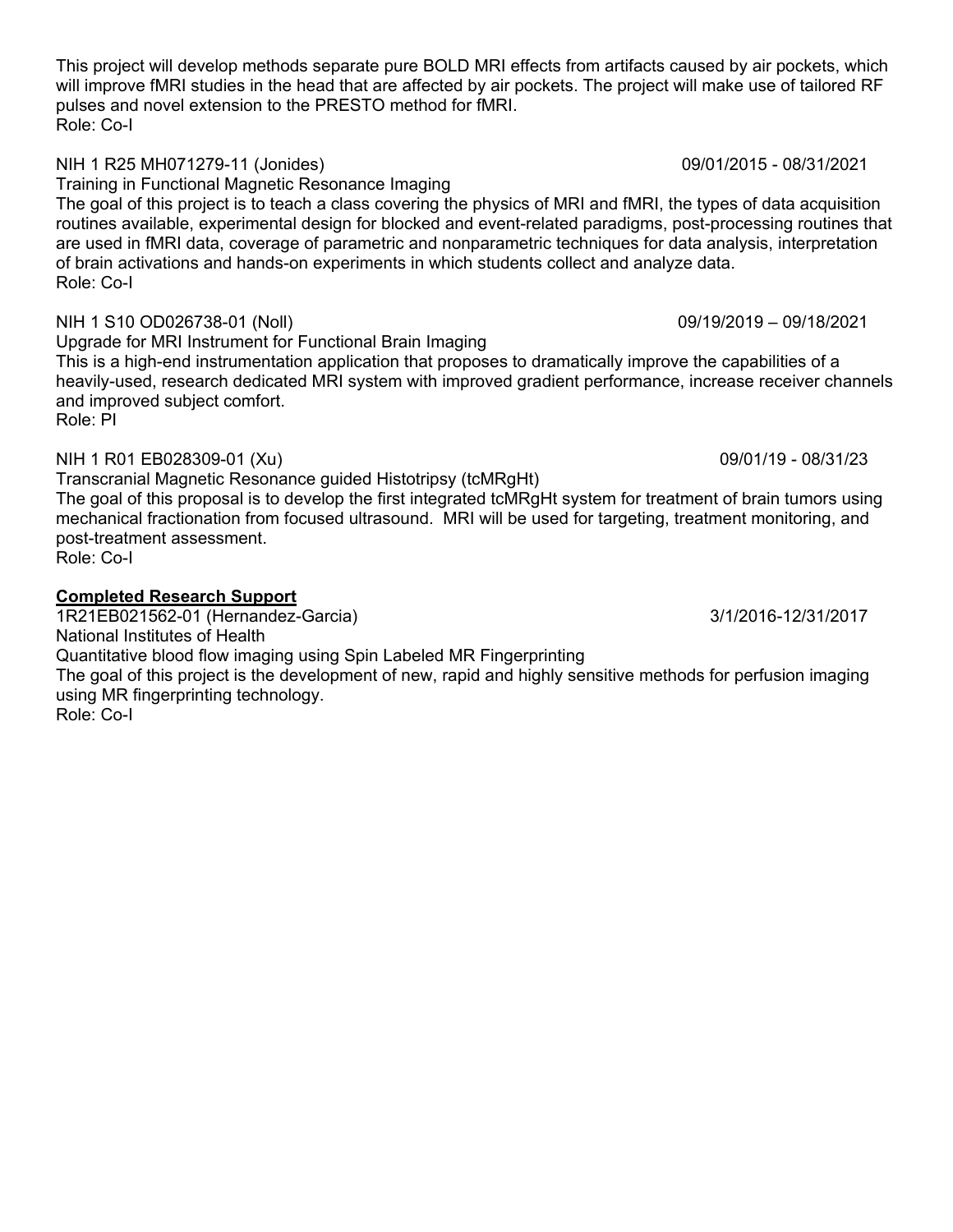This project will develop methods separate pure BOLD MRI effects from artifacts caused by air pockets, which will improve fMRI studies in the head that are affected by air pockets. The project will make use of tailored RF pulses and novel extension to the PRESTO method for fMRI.
Role: Co-I

NIH 1 R25 MH071279-11 (Jonides) 09/01/2015 - 08/31/2021
Training in Functional Magnetic Resonance Imaging
The goal of this project is to teach a class covering the physics of MRI and fMRI, the types of data acquisition routines available, experimental design for blocked and event-related paradigms, post-processing routines that are used in fMRI data, coverage of parametric and nonparametric techniques for data analysis, interpretation of brain activations and hands-on experiments in which students collect and analyze data.
Role: Co-I

NIH 1 S10 OD026738-01 (Noll) 09/19/2019 – 09/18/2021
Upgrade for MRI Instrument for Functional Brain Imaging
This is a high-end instrumentation application that proposes to dramatically improve the capabilities of a heavily-used, research dedicated MRI system with improved gradient performance, increase receiver channels and improved subject comfort.
Role: PI

NIH 1 R01 EB028309-01 (Xu) 09/01/19 - 08/31/23
Transcranial Magnetic Resonance guided Histotripsy (tcMRgHt)
The goal of this proposal is to develop the first integrated tcMRgHt system for treatment of brain tumors using mechanical fractionation from focused ultrasound. MRI will be used for targeting, treatment monitoring, and post-treatment assessment.
Role: Co-I

**Completed Research Support**

1R21EB021562-01 (Hernandez-Garcia) 3/1/2016-12/31/2017
National Institutes of Health
Quantitative blood flow imaging using Spin Labeled MR Fingerprinting
The goal of this project is the development of new, rapid and highly sensitive methods for perfusion imaging using MR fingerprinting technology.
Role: Co-I